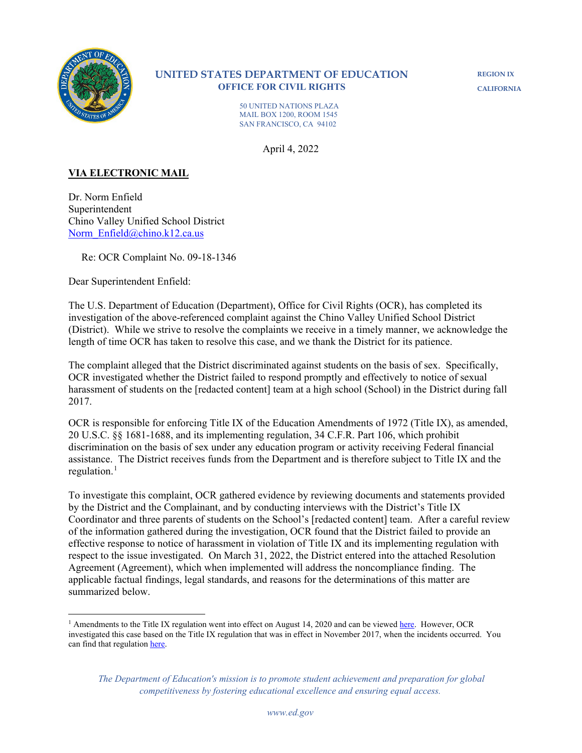**UNITED STATES DEPARTMENT OF EDUCATION**
**OFFICE FOR CIVIL RIGHTS**

REGION IX
CALIFORNIA

50 UNITED NATIONS PLAZA
MAIL BOX 1200, ROOM 1545
SAN FRANCISCO, CA 94102

April 4, 2022

**VIA ELECTRONIC MAIL**

Dr. Norm Enfield
Superintendent
Chino Valley Unified School District
Norm_Enfield@chino.k12.ca.us

Re: OCR Complaint No. 09-18-1346

Dear Superintendent Enfield:

The U.S. Department of Education (Department), Office for Civil Rights (OCR), has completed its investigation of the above-referenced complaint against the Chino Valley Unified School District (District). While we strive to resolve the complaints we receive in a timely manner, we acknowledge the length of time OCR has taken to resolve this case, and we thank the District for its patience.

The complaint alleged that the District discriminated against students on the basis of sex. Specifically, OCR investigated whether the District failed to respond promptly and effectively to notice of sexual harassment of students on the [redacted content] team at a high school (School) in the District during fall 2017.

OCR is responsible for enforcing Title IX of the Education Amendments of 1972 (Title IX), as amended, 20 U.S.C. §§ 1681-1688, and its implementing regulation, 34 C.F.R. Part 106, which prohibit discrimination on the basis of sex under any education program or activity receiving Federal financial assistance. The District receives funds from the Department and is therefore subject to Title IX and the regulation.[1]

To investigate this complaint, OCR gathered evidence by reviewing documents and statements provided by the District and the Complainant, and by conducting interviews with the District's Title IX Coordinator and three parents of students on the School's [redacted content] team. After a careful review of the information gathered during the investigation, OCR found that the District failed to provide an effective response to notice of harassment in violation of Title IX and its implementing regulation with respect to the issue investigated. On March 31, 2022, the District entered into the attached Resolution Agreement (Agreement), which when implemented will address the noncompliance finding. The applicable factual findings, legal standards, and reasons for the determinations of this matter are summarized below.

[1] Amendments to the Title IX regulation went into effect on August 14, 2020 and can be viewed here. However, OCR investigated this case based on the Title IX regulation that was in effect in November 2017, when the incidents occurred. You can find that regulation here.

*The Department of Education's mission is to promote student achievement and preparation for global competitiveness by fostering educational excellence and ensuring equal access.*

*www.ed.gov*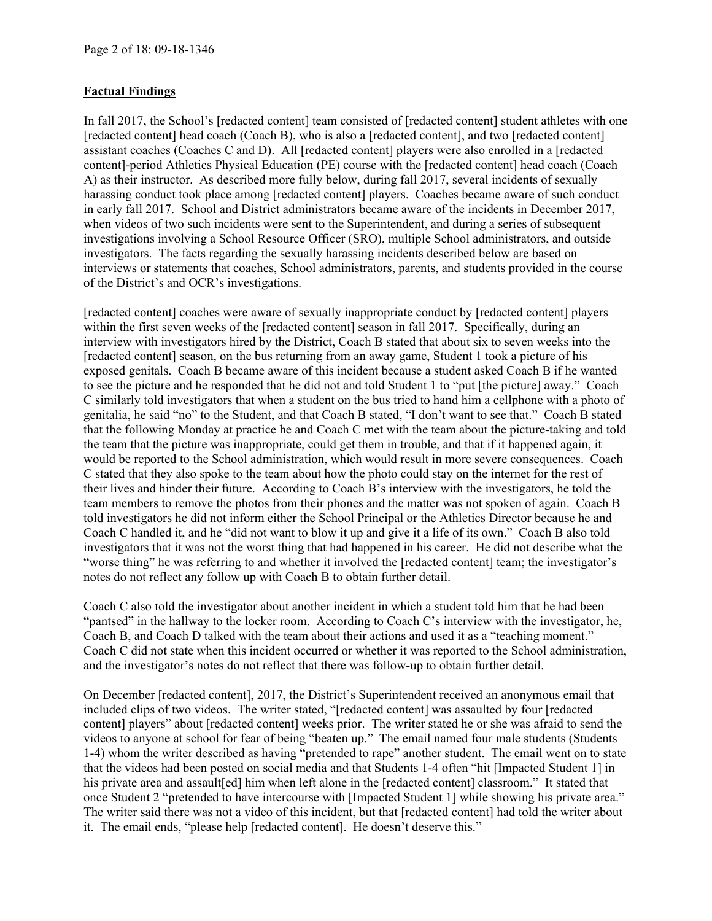## Factual Findings

In fall 2017, the School's [redacted content] team consisted of [redacted content] student athletes with one [redacted content] head coach (Coach B), who is also a [redacted content], and two [redacted content] assistant coaches (Coaches C and D). All [redacted content] players were also enrolled in a [redacted content]-period Athletics Physical Education (PE) course with the [redacted content] head coach (Coach A) as their instructor. As described more fully below, during fall 2017, several incidents of sexually harassing conduct took place among [redacted content] players. Coaches became aware of such conduct in early fall 2017. School and District administrators became aware of the incidents in December 2017, when videos of two such incidents were sent to the Superintendent, and during a series of subsequent investigations involving a School Resource Officer (SRO), multiple School administrators, and outside investigators. The facts regarding the sexually harassing incidents described below are based on interviews or statements that coaches, School administrators, parents, and students provided in the course of the District's and OCR's investigations.

[redacted content] coaches were aware of sexually inappropriate conduct by [redacted content] players within the first seven weeks of the [redacted content] season in fall 2017. Specifically, during an interview with investigators hired by the District, Coach B stated that about six to seven weeks into the [redacted content] season, on the bus returning from an away game, Student 1 took a picture of his exposed genitals. Coach B became aware of this incident because a student asked Coach B if he wanted to see the picture and he responded that he did not and told Student 1 to "put [the picture] away." Coach C similarly told investigators that when a student on the bus tried to hand him a cellphone with a photo of genitalia, he said "no" to the Student, and that Coach B stated, "I don't want to see that." Coach B stated that the following Monday at practice he and Coach C met with the team about the picture-taking and told the team that the picture was inappropriate, could get them in trouble, and that if it happened again, it would be reported to the School administration, which would result in more severe consequences. Coach C stated that they also spoke to the team about how the photo could stay on the internet for the rest of their lives and hinder their future. According to Coach B's interview with the investigators, he told the team members to remove the photos from their phones and the matter was not spoken of again. Coach B told investigators he did not inform either the School Principal or the Athletics Director because he and Coach C handled it, and he "did not want to blow it up and give it a life of its own." Coach B also told investigators that it was not the worst thing that had happened in his career. He did not describe what the "worse thing" he was referring to and whether it involved the [redacted content] team; the investigator's notes do not reflect any follow up with Coach B to obtain further detail.

Coach C also told the investigator about another incident in which a student told him that he had been "pantsed" in the hallway to the locker room. According to Coach C's interview with the investigator, he, Coach B, and Coach D talked with the team about their actions and used it as a "teaching moment." Coach C did not state when this incident occurred or whether it was reported to the School administration, and the investigator's notes do not reflect that there was follow-up to obtain further detail.

On December [redacted content], 2017, the District's Superintendent received an anonymous email that included clips of two videos. The writer stated, "[redacted content] was assaulted by four [redacted content] players" about [redacted content] weeks prior. The writer stated he or she was afraid to send the videos to anyone at school for fear of being "beaten up." The email named four male students (Students 1-4) whom the writer described as having "pretended to rape" another student. The email went on to state that the videos had been posted on social media and that Students 1-4 often "hit [Impacted Student 1] in his private area and assault[ed] him when left alone in the [redacted content] classroom." It stated that once Student 2 "pretended to have intercourse with [Impacted Student 1] while showing his private area." The writer said there was not a video of this incident, but that [redacted content] had told the writer about it. The email ends, "please help [redacted content]. He doesn't deserve this."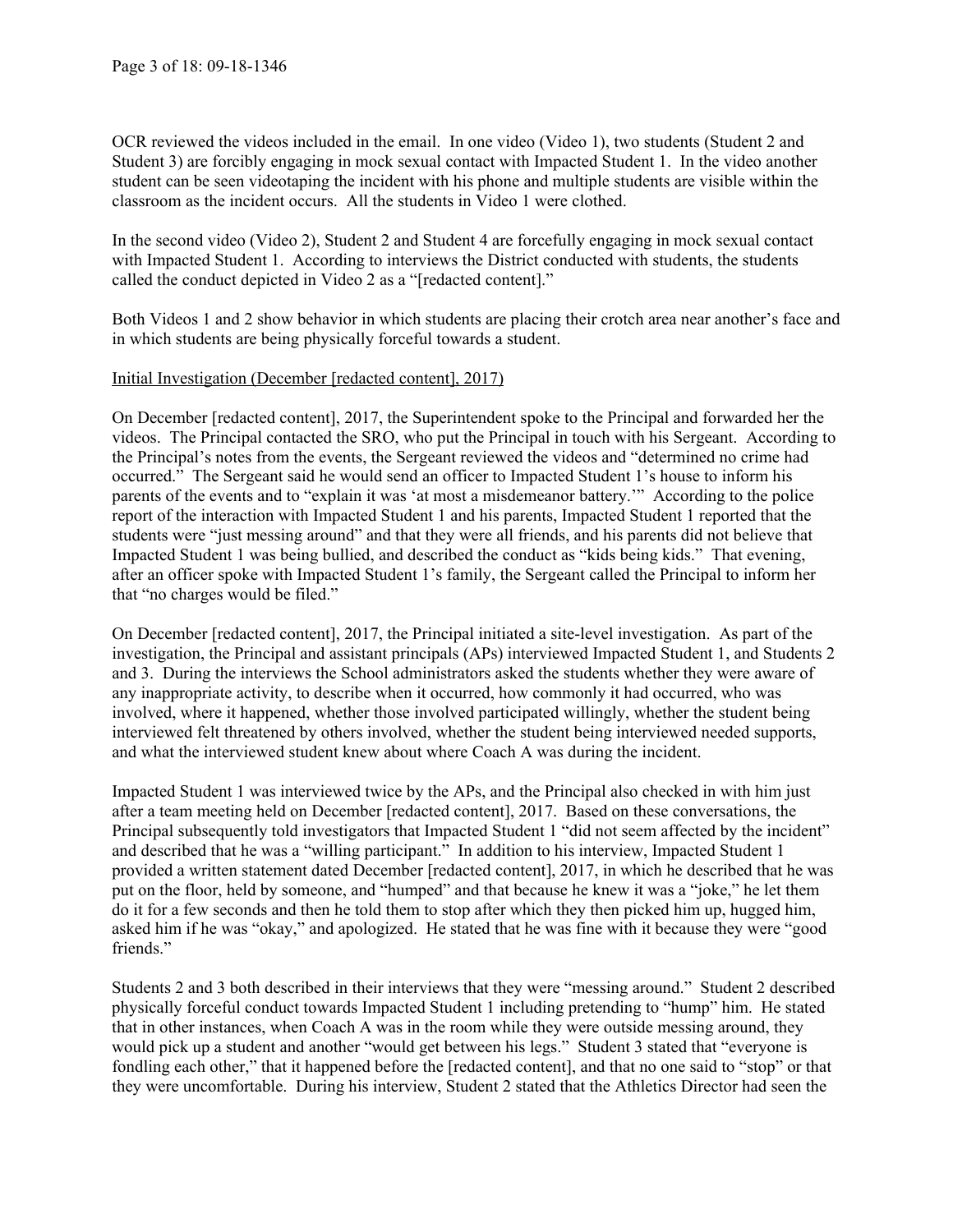OCR reviewed the videos included in the email. In one video (Video 1), two students (Student 2 and Student 3) are forcibly engaging in mock sexual contact with Impacted Student 1. In the video another student can be seen videotaping the incident with his phone and multiple students are visible within the classroom as the incident occurs. All the students in Video 1 were clothed.

In the second video (Video 2), Student 2 and Student 4 are forcefully engaging in mock sexual contact with Impacted Student 1. According to interviews the District conducted with students, the students called the conduct depicted in Video 2 as a "[redacted content]."

Both Videos 1 and 2 show behavior in which students are placing their crotch area near another's face and in which students are being physically forceful towards a student.

<u>Initial Investigation (December [redacted content], 2017)</u>

On December [redacted content], 2017, the Superintendent spoke to the Principal and forwarded her the videos. The Principal contacted the SRO, who put the Principal in touch with his Sergeant. According to the Principal's notes from the events, the Sergeant reviewed the videos and "determined no crime had occurred." The Sergeant said he would send an officer to Impacted Student 1's house to inform his parents of the events and to "explain it was 'at most a misdemeanor battery.'" According to the police report of the interaction with Impacted Student 1 and his parents, Impacted Student 1 reported that the students were "just messing around" and that they were all friends, and his parents did not believe that Impacted Student 1 was being bullied, and described the conduct as "kids being kids." That evening, after an officer spoke with Impacted Student 1's family, the Sergeant called the Principal to inform her that "no charges would be filed."

On December [redacted content], 2017, the Principal initiated a site-level investigation. As part of the investigation, the Principal and assistant principals (APs) interviewed Impacted Student 1, and Students 2 and 3. During the interviews the School administrators asked the students whether they were aware of any inappropriate activity, to describe when it occurred, how commonly it had occurred, who was involved, where it happened, whether those involved participated willingly, whether the student being interviewed felt threatened by others involved, whether the student being interviewed needed supports, and what the interviewed student knew about where Coach A was during the incident.

Impacted Student 1 was interviewed twice by the APs, and the Principal also checked in with him just after a team meeting held on December [redacted content], 2017. Based on these conversations, the Principal subsequently told investigators that Impacted Student 1 "did not seem affected by the incident" and described that he was a "willing participant." In addition to his interview, Impacted Student 1 provided a written statement dated December [redacted content], 2017, in which he described that he was put on the floor, held by someone, and "humped" and that because he knew it was a "joke," he let them do it for a few seconds and then he told them to stop after which they then picked him up, hugged him, asked him if he was "okay," and apologized. He stated that he was fine with it because they were "good friends."

Students 2 and 3 both described in their interviews that they were "messing around." Student 2 described physically forceful conduct towards Impacted Student 1 including pretending to "hump" him. He stated that in other instances, when Coach A was in the room while they were outside messing around, they would pick up a student and another "would get between his legs." Student 3 stated that "everyone is fondling each other," that it happened before the [redacted content], and that no one said to "stop" or that they were uncomfortable. During his interview, Student 2 stated that the Athletics Director had seen the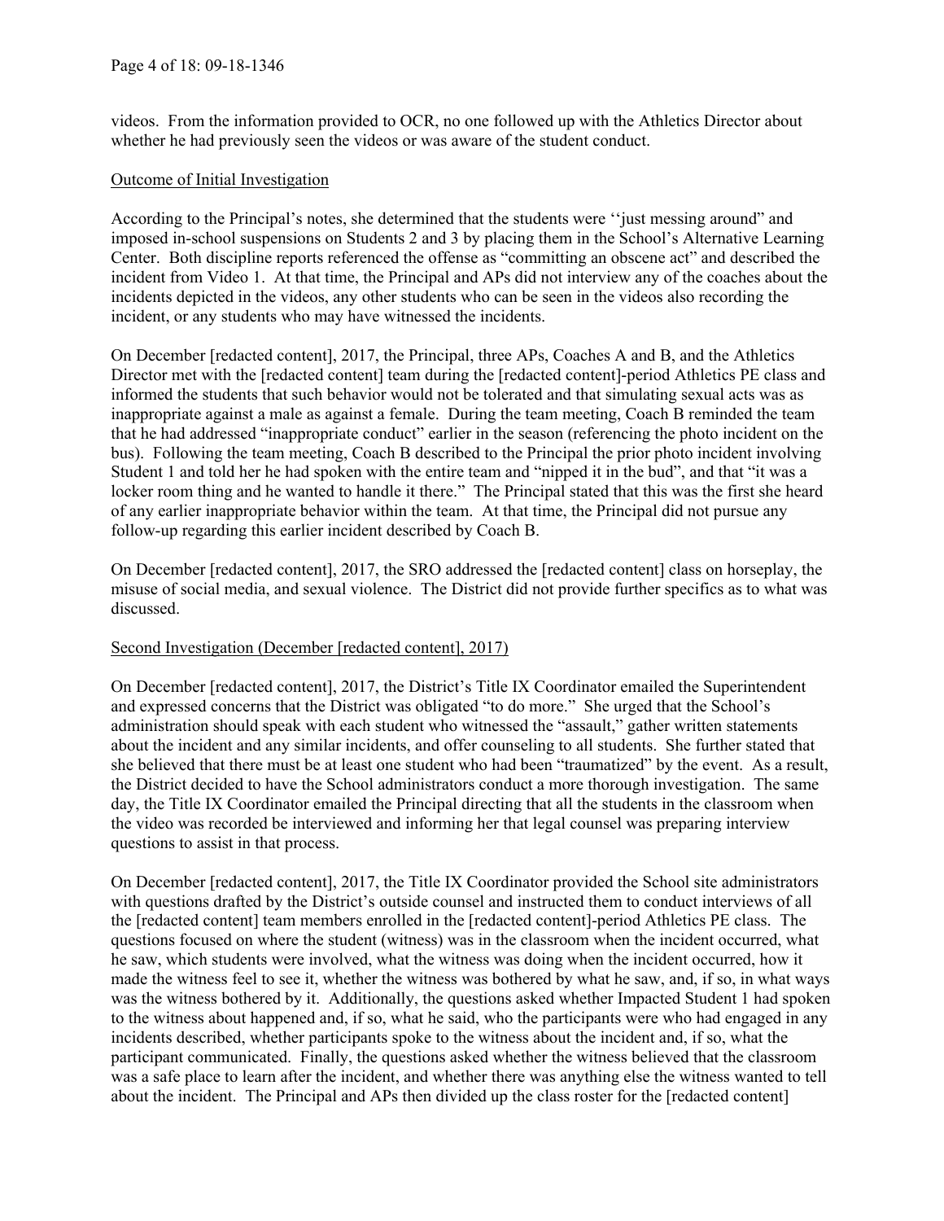videos. From the information provided to OCR, no one followed up with the Athletics Director about whether he had previously seen the videos or was aware of the student conduct.

Outcome of Initial Investigation

According to the Principal's notes, she determined that the students were ''just messing around" and imposed in-school suspensions on Students 2 and 3 by placing them in the School's Alternative Learning Center. Both discipline reports referenced the offense as "committing an obscene act" and described the incident from Video 1. At that time, the Principal and APs did not interview any of the coaches about the incidents depicted in the videos, any other students who can be seen in the videos also recording the incident, or any students who may have witnessed the incidents.

On December [redacted content], 2017, the Principal, three APs, Coaches A and B, and the Athletics Director met with the [redacted content] team during the [redacted content]-period Athletics PE class and informed the students that such behavior would not be tolerated and that simulating sexual acts was as inappropriate against a male as against a female. During the team meeting, Coach B reminded the team that he had addressed "inappropriate conduct" earlier in the season (referencing the photo incident on the bus). Following the team meeting, Coach B described to the Principal the prior photo incident involving Student 1 and told her he had spoken with the entire team and "nipped it in the bud", and that "it was a locker room thing and he wanted to handle it there." The Principal stated that this was the first she heard of any earlier inappropriate behavior within the team. At that time, the Principal did not pursue any follow-up regarding this earlier incident described by Coach B.

On December [redacted content], 2017, the SRO addressed the [redacted content] class on horseplay, the misuse of social media, and sexual violence. The District did not provide further specifics as to what was discussed.

Second Investigation (December [redacted content], 2017)

On December [redacted content], 2017, the District's Title IX Coordinator emailed the Superintendent and expressed concerns that the District was obligated "to do more." She urged that the School's administration should speak with each student who witnessed the "assault," gather written statements about the incident and any similar incidents, and offer counseling to all students. She further stated that she believed that there must be at least one student who had been "traumatized" by the event. As a result, the District decided to have the School administrators conduct a more thorough investigation. The same day, the Title IX Coordinator emailed the Principal directing that all the students in the classroom when the video was recorded be interviewed and informing her that legal counsel was preparing interview questions to assist in that process.

On December [redacted content], 2017, the Title IX Coordinator provided the School site administrators with questions drafted by the District's outside counsel and instructed them to conduct interviews of all the [redacted content] team members enrolled in the [redacted content]-period Athletics PE class. The questions focused on where the student (witness) was in the classroom when the incident occurred, what he saw, which students were involved, what the witness was doing when the incident occurred, how it made the witness feel to see it, whether the witness was bothered by what he saw, and, if so, in what ways was the witness bothered by it. Additionally, the questions asked whether Impacted Student 1 had spoken to the witness about happened and, if so, what he said, who the participants were who had engaged in any incidents described, whether participants spoke to the witness about the incident and, if so, what the participant communicated. Finally, the questions asked whether the witness believed that the classroom was a safe place to learn after the incident, and whether there was anything else the witness wanted to tell about the incident. The Principal and APs then divided up the class roster for the [redacted content]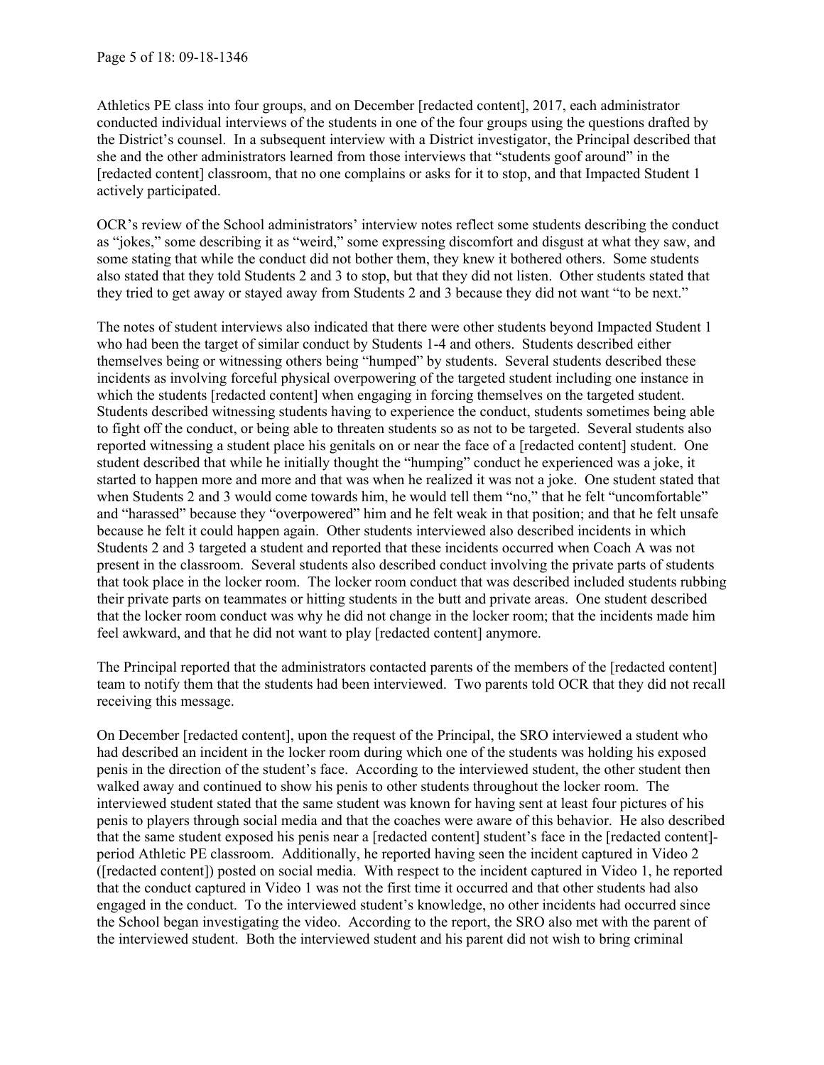Athletics PE class into four groups, and on December [redacted content], 2017, each administrator conducted individual interviews of the students in one of the four groups using the questions drafted by the District's counsel. In a subsequent interview with a District investigator, the Principal described that she and the other administrators learned from those interviews that "students goof around" in the [redacted content] classroom, that no one complains or asks for it to stop, and that Impacted Student 1 actively participated.

OCR's review of the School administrators' interview notes reflect some students describing the conduct as "jokes," some describing it as "weird," some expressing discomfort and disgust at what they saw, and some stating that while the conduct did not bother them, they knew it bothered others. Some students also stated that they told Students 2 and 3 to stop, but that they did not listen. Other students stated that they tried to get away or stayed away from Students 2 and 3 because they did not want "to be next."

The notes of student interviews also indicated that there were other students beyond Impacted Student 1 who had been the target of similar conduct by Students 1-4 and others. Students described either themselves being or witnessing others being "humped" by students. Several students described these incidents as involving forceful physical overpowering of the targeted student including one instance in which the students [redacted content] when engaging in forcing themselves on the targeted student. Students described witnessing students having to experience the conduct, students sometimes being able to fight off the conduct, or being able to threaten students so as not to be targeted. Several students also reported witnessing a student place his genitals on or near the face of a [redacted content] student. One student described that while he initially thought the "humping" conduct he experienced was a joke, it started to happen more and more and that was when he realized it was not a joke. One student stated that when Students 2 and 3 would come towards him, he would tell them "no," that he felt "uncomfortable" and "harassed" because they "overpowered" him and he felt weak in that position; and that he felt unsafe because he felt it could happen again. Other students interviewed also described incidents in which Students 2 and 3 targeted a student and reported that these incidents occurred when Coach A was not present in the classroom. Several students also described conduct involving the private parts of students that took place in the locker room. The locker room conduct that was described included students rubbing their private parts on teammates or hitting students in the butt and private areas. One student described that the locker room conduct was why he did not change in the locker room; that the incidents made him feel awkward, and that he did not want to play [redacted content] anymore.

The Principal reported that the administrators contacted parents of the members of the [redacted content] team to notify them that the students had been interviewed. Two parents told OCR that they did not recall receiving this message.

On December [redacted content], upon the request of the Principal, the SRO interviewed a student who had described an incident in the locker room during which one of the students was holding his exposed penis in the direction of the student's face. According to the interviewed student, the other student then walked away and continued to show his penis to other students throughout the locker room. The interviewed student stated that the same student was known for having sent at least four pictures of his penis to players through social media and that the coaches were aware of this behavior. He also described that the same student exposed his penis near a [redacted content] student's face in the [redacted content]-period Athletic PE classroom. Additionally, he reported having seen the incident captured in Video 2 ([redacted content]) posted on social media. With respect to the incident captured in Video 1, he reported that the conduct captured in Video 1 was not the first time it occurred and that other students had also engaged in the conduct. To the interviewed student's knowledge, no other incidents had occurred since the School began investigating the video. According to the report, the SRO also met with the parent of the interviewed student. Both the interviewed student and his parent did not wish to bring criminal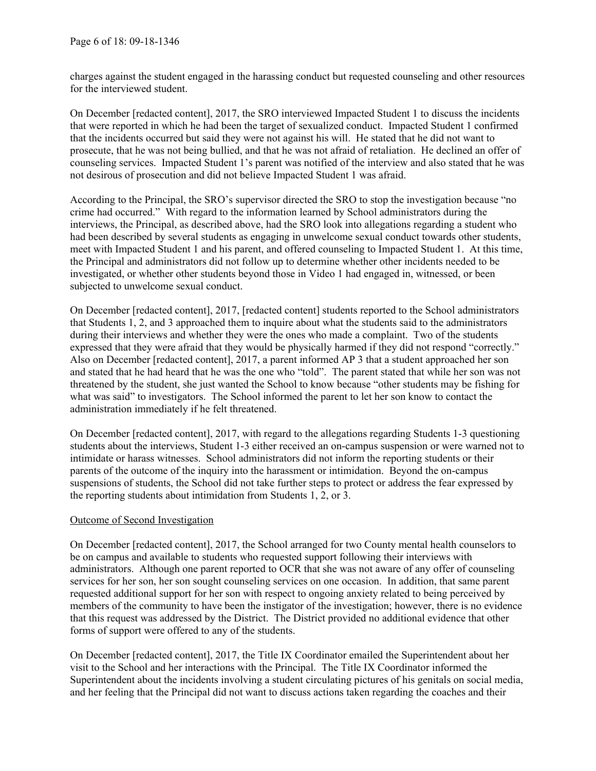charges against the student engaged in the harassing conduct but requested counseling and other resources for the interviewed student.

On December [redacted content], 2017, the SRO interviewed Impacted Student 1 to discuss the incidents that were reported in which he had been the target of sexualized conduct. Impacted Student 1 confirmed that the incidents occurred but said they were not against his will. He stated that he did not want to prosecute, that he was not being bullied, and that he was not afraid of retaliation. He declined an offer of counseling services. Impacted Student 1's parent was notified of the interview and also stated that he was not desirous of prosecution and did not believe Impacted Student 1 was afraid.

According to the Principal, the SRO's supervisor directed the SRO to stop the investigation because "no crime had occurred." With regard to the information learned by School administrators during the interviews, the Principal, as described above, had the SRO look into allegations regarding a student who had been described by several students as engaging in unwelcome sexual conduct towards other students, meet with Impacted Student 1 and his parent, and offered counseling to Impacted Student 1. At this time, the Principal and administrators did not follow up to determine whether other incidents needed to be investigated, or whether other students beyond those in Video 1 had engaged in, witnessed, or been subjected to unwelcome sexual conduct.

On December [redacted content], 2017, [redacted content] students reported to the School administrators that Students 1, 2, and 3 approached them to inquire about what the students said to the administrators during their interviews and whether they were the ones who made a complaint. Two of the students expressed that they were afraid that they would be physically harmed if they did not respond "correctly." Also on December [redacted content], 2017, a parent informed AP 3 that a student approached her son and stated that he had heard that he was the one who "told". The parent stated that while her son was not threatened by the student, she just wanted the School to know because "other students may be fishing for what was said" to investigators. The School informed the parent to let her son know to contact the administration immediately if he felt threatened.

On December [redacted content], 2017, with regard to the allegations regarding Students 1-3 questioning students about the interviews, Student 1-3 either received an on-campus suspension or were warned not to intimidate or harass witnesses. School administrators did not inform the reporting students or their parents of the outcome of the inquiry into the harassment or intimidation. Beyond the on-campus suspensions of students, the School did not take further steps to protect or address the fear expressed by the reporting students about intimidation from Students 1, 2, or 3.

<u>Outcome of Second Investigation</u>

On December [redacted content], 2017, the School arranged for two County mental health counselors to be on campus and available to students who requested support following their interviews with administrators. Although one parent reported to OCR that she was not aware of any offer of counseling services for her son, her son sought counseling services on one occasion. In addition, that same parent requested additional support for her son with respect to ongoing anxiety related to being perceived by members of the community to have been the instigator of the investigation; however, there is no evidence that this request was addressed by the District. The District provided no additional evidence that other forms of support were offered to any of the students.

On December [redacted content], 2017, the Title IX Coordinator emailed the Superintendent about her visit to the School and her interactions with the Principal. The Title IX Coordinator informed the Superintendent about the incidents involving a student circulating pictures of his genitals on social media, and her feeling that the Principal did not want to discuss actions taken regarding the coaches and their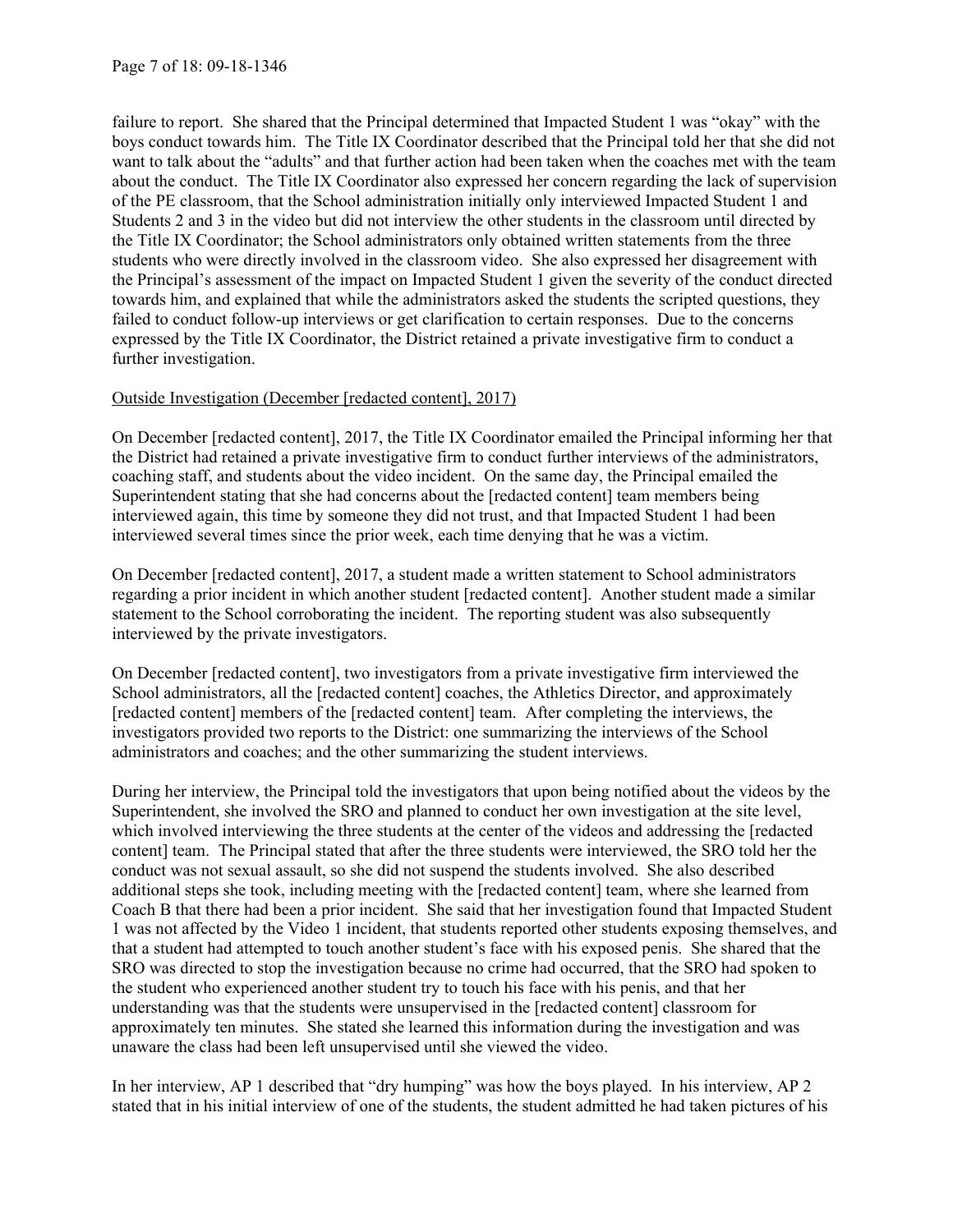failure to report. She shared that the Principal determined that Impacted Student 1 was "okay" with the boys conduct towards him. The Title IX Coordinator described that the Principal told her that she did not want to talk about the "adults" and that further action had been taken when the coaches met with the team about the conduct. The Title IX Coordinator also expressed her concern regarding the lack of supervision of the PE classroom, that the School administration initially only interviewed Impacted Student 1 and Students 2 and 3 in the video but did not interview the other students in the classroom until directed by the Title IX Coordinator; the School administrators only obtained written statements from the three students who were directly involved in the classroom video. She also expressed her disagreement with the Principal's assessment of the impact on Impacted Student 1 given the severity of the conduct directed towards him, and explained that while the administrators asked the students the scripted questions, they failed to conduct follow-up interviews or get clarification to certain responses. Due to the concerns expressed by the Title IX Coordinator, the District retained a private investigative firm to conduct a further investigation.

Outside Investigation (December [redacted content], 2017)

On December [redacted content], 2017, the Title IX Coordinator emailed the Principal informing her that the District had retained a private investigative firm to conduct further interviews of the administrators, coaching staff, and students about the video incident. On the same day, the Principal emailed the Superintendent stating that she had concerns about the [redacted content] team members being interviewed again, this time by someone they did not trust, and that Impacted Student 1 had been interviewed several times since the prior week, each time denying that he was a victim.

On December [redacted content], 2017, a student made a written statement to School administrators regarding a prior incident in which another student [redacted content]. Another student made a similar statement to the School corroborating the incident. The reporting student was also subsequently interviewed by the private investigators.

On December [redacted content], two investigators from a private investigative firm interviewed the School administrators, all the [redacted content] coaches, the Athletics Director, and approximately [redacted content] members of the [redacted content] team. After completing the interviews, the investigators provided two reports to the District: one summarizing the interviews of the School administrators and coaches; and the other summarizing the student interviews.

During her interview, the Principal told the investigators that upon being notified about the videos by the Superintendent, she involved the SRO and planned to conduct her own investigation at the site level, which involved interviewing the three students at the center of the videos and addressing the [redacted content] team. The Principal stated that after the three students were interviewed, the SRO told her the conduct was not sexual assault, so she did not suspend the students involved. She also described additional steps she took, including meeting with the [redacted content] team, where she learned from Coach B that there had been a prior incident. She said that her investigation found that Impacted Student 1 was not affected by the Video 1 incident, that students reported other students exposing themselves, and that a student had attempted to touch another student's face with his exposed penis. She shared that the SRO was directed to stop the investigation because no crime had occurred, that the SRO had spoken to the student who experienced another student try to touch his face with his penis, and that her understanding was that the students were unsupervised in the [redacted content] classroom for approximately ten minutes. She stated she learned this information during the investigation and was unaware the class had been left unsupervised until she viewed the video.

In her interview, AP 1 described that "dry humping" was how the boys played. In his interview, AP 2 stated that in his initial interview of one of the students, the student admitted he had taken pictures of his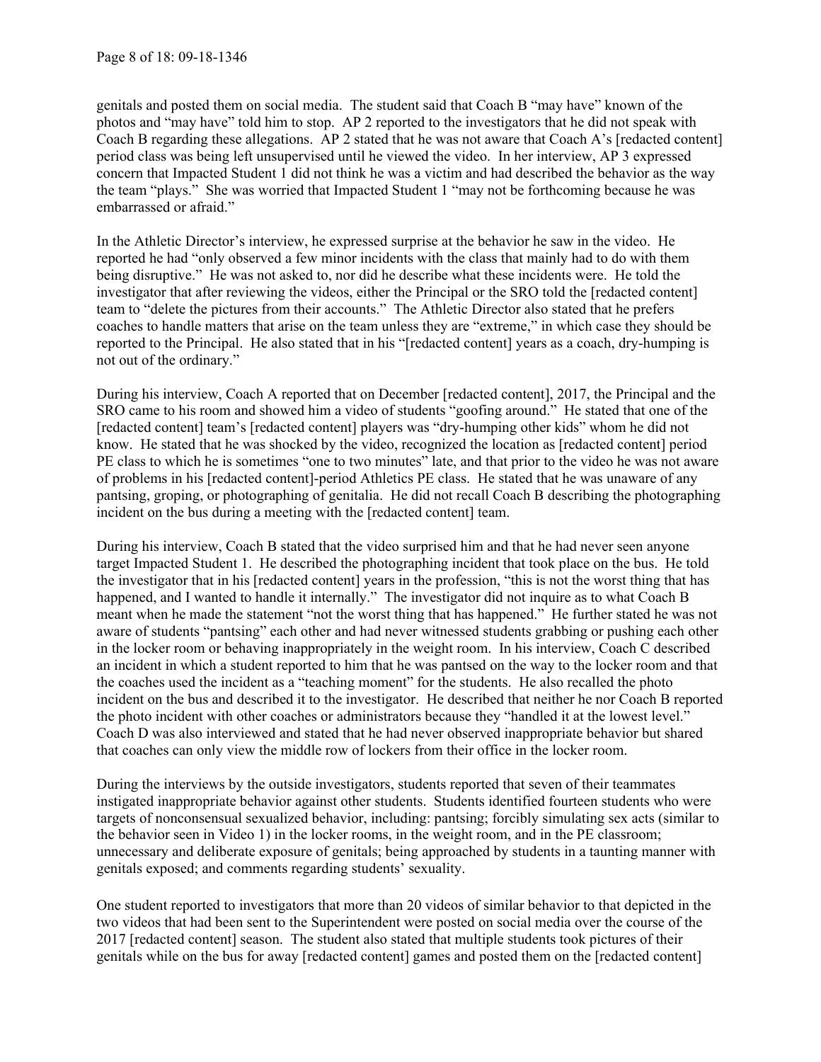genitals and posted them on social media. The student said that Coach B "may have" known of the photos and "may have" told him to stop. AP 2 reported to the investigators that he did not speak with Coach B regarding these allegations. AP 2 stated that he was not aware that Coach A's [redacted content] period class was being left unsupervised until he viewed the video. In her interview, AP 3 expressed concern that Impacted Student 1 did not think he was a victim and had described the behavior as the way the team "plays." She was worried that Impacted Student 1 "may not be forthcoming because he was embarrassed or afraid."

In the Athletic Director's interview, he expressed surprise at the behavior he saw in the video. He reported he had "only observed a few minor incidents with the class that mainly had to do with them being disruptive." He was not asked to, nor did he describe what these incidents were. He told the investigator that after reviewing the videos, either the Principal or the SRO told the [redacted content] team to "delete the pictures from their accounts." The Athletic Director also stated that he prefers coaches to handle matters that arise on the team unless they are "extreme," in which case they should be reported to the Principal. He also stated that in his "[redacted content] years as a coach, dry-humping is not out of the ordinary."

During his interview, Coach A reported that on December [redacted content], 2017, the Principal and the SRO came to his room and showed him a video of students "goofing around." He stated that one of the [redacted content] team's [redacted content] players was "dry-humping other kids" whom he did not know. He stated that he was shocked by the video, recognized the location as [redacted content] period PE class to which he is sometimes "one to two minutes" late, and that prior to the video he was not aware of problems in his [redacted content]-period Athletics PE class. He stated that he was unaware of any pantsing, groping, or photographing of genitalia. He did not recall Coach B describing the photographing incident on the bus during a meeting with the [redacted content] team.

During his interview, Coach B stated that the video surprised him and that he had never seen anyone target Impacted Student 1. He described the photographing incident that took place on the bus. He told the investigator that in his [redacted content] years in the profession, "this is not the worst thing that has happened, and I wanted to handle it internally." The investigator did not inquire as to what Coach B meant when he made the statement "not the worst thing that has happened." He further stated he was not aware of students "pantsing" each other and had never witnessed students grabbing or pushing each other in the locker room or behaving inappropriately in the weight room. In his interview, Coach C described an incident in which a student reported to him that he was pantsed on the way to the locker room and that the coaches used the incident as a "teaching moment" for the students. He also recalled the photo incident on the bus and described it to the investigator. He described that neither he nor Coach B reported the photo incident with other coaches or administrators because they "handled it at the lowest level." Coach D was also interviewed and stated that he had never observed inappropriate behavior but shared that coaches can only view the middle row of lockers from their office in the locker room.

During the interviews by the outside investigators, students reported that seven of their teammates instigated inappropriate behavior against other students. Students identified fourteen students who were targets of nonconsensual sexualized behavior, including: pantsing; forcibly simulating sex acts (similar to the behavior seen in Video 1) in the locker rooms, in the weight room, and in the PE classroom; unnecessary and deliberate exposure of genitals; being approached by students in a taunting manner with genitals exposed; and comments regarding students' sexuality.

One student reported to investigators that more than 20 videos of similar behavior to that depicted in the two videos that had been sent to the Superintendent were posted on social media over the course of the 2017 [redacted content] season. The student also stated that multiple students took pictures of their genitals while on the bus for away [redacted content] games and posted them on the [redacted content]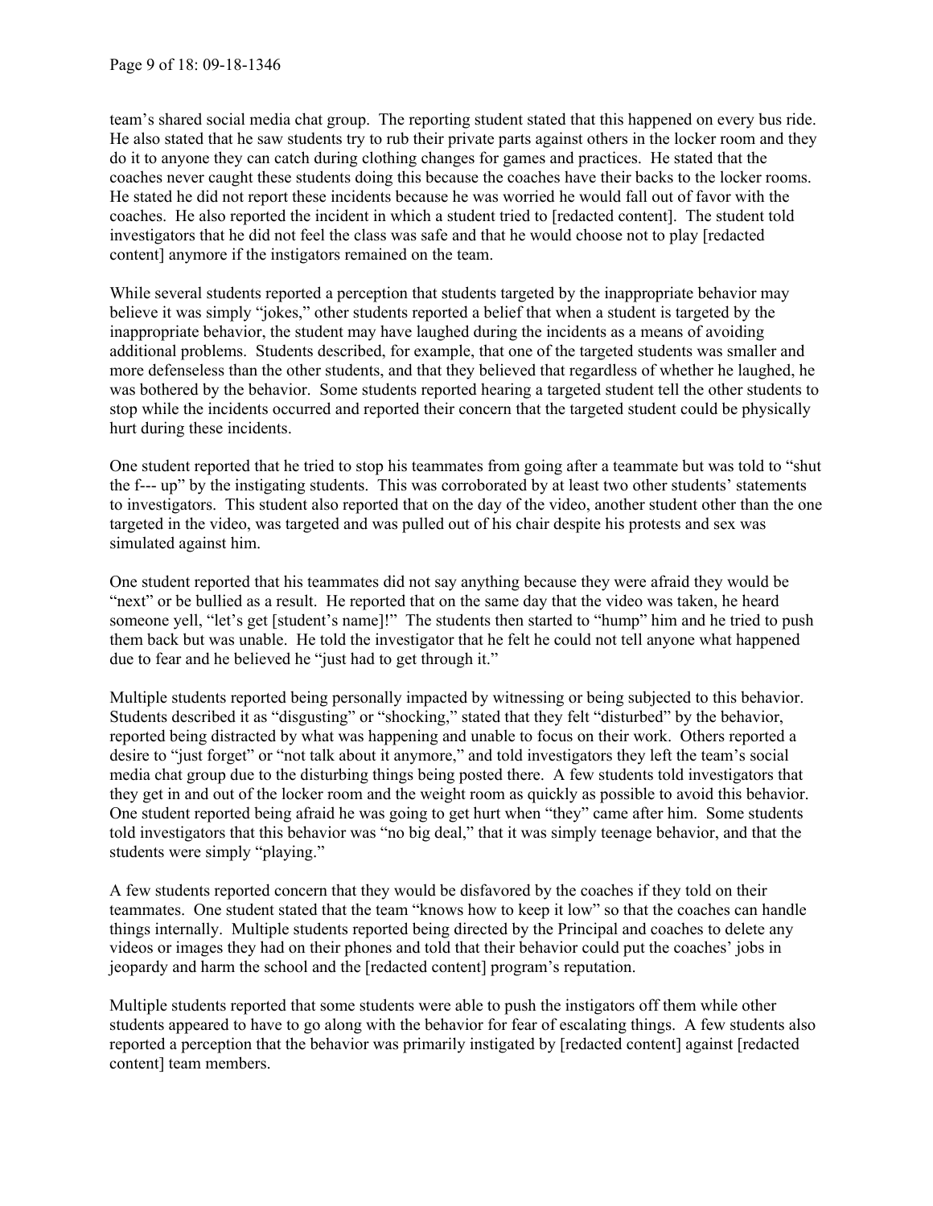team's shared social media chat group. The reporting student stated that this happened on every bus ride. He also stated that he saw students try to rub their private parts against others in the locker room and they do it to anyone they can catch during clothing changes for games and practices. He stated that the coaches never caught these students doing this because the coaches have their backs to the locker rooms. He stated he did not report these incidents because he was worried he would fall out of favor with the coaches. He also reported the incident in which a student tried to [redacted content]. The student told investigators that he did not feel the class was safe and that he would choose not to play [redacted content] anymore if the instigators remained on the team.

While several students reported a perception that students targeted by the inappropriate behavior may believe it was simply "jokes," other students reported a belief that when a student is targeted by the inappropriate behavior, the student may have laughed during the incidents as a means of avoiding additional problems. Students described, for example, that one of the targeted students was smaller and more defenseless than the other students, and that they believed that regardless of whether he laughed, he was bothered by the behavior. Some students reported hearing a targeted student tell the other students to stop while the incidents occurred and reported their concern that the targeted student could be physically hurt during these incidents.

One student reported that he tried to stop his teammates from going after a teammate but was told to "shut the f--- up" by the instigating students. This was corroborated by at least two other students' statements to investigators. This student also reported that on the day of the video, another student other than the one targeted in the video, was targeted and was pulled out of his chair despite his protests and sex was simulated against him.

One student reported that his teammates did not say anything because they were afraid they would be "next" or be bullied as a result. He reported that on the same day that the video was taken, he heard someone yell, "let's get [student's name]!" The students then started to "hump" him and he tried to push them back but was unable. He told the investigator that he felt he could not tell anyone what happened due to fear and he believed he "just had to get through it."

Multiple students reported being personally impacted by witnessing or being subjected to this behavior. Students described it as "disgusting" or "shocking," stated that they felt "disturbed" by the behavior, reported being distracted by what was happening and unable to focus on their work. Others reported a desire to "just forget" or "not talk about it anymore," and told investigators they left the team's social media chat group due to the disturbing things being posted there. A few students told investigators that they get in and out of the locker room and the weight room as quickly as possible to avoid this behavior. One student reported being afraid he was going to get hurt when "they" came after him. Some students told investigators that this behavior was "no big deal," that it was simply teenage behavior, and that the students were simply "playing."

A few students reported concern that they would be disfavored by the coaches if they told on their teammates. One student stated that the team "knows how to keep it low" so that the coaches can handle things internally. Multiple students reported being directed by the Principal and coaches to delete any videos or images they had on their phones and told that their behavior could put the coaches' jobs in jeopardy and harm the school and the [redacted content] program's reputation.

Multiple students reported that some students were able to push the instigators off them while other students appeared to have to go along with the behavior for fear of escalating things. A few students also reported a perception that the behavior was primarily instigated by [redacted content] against [redacted content] team members.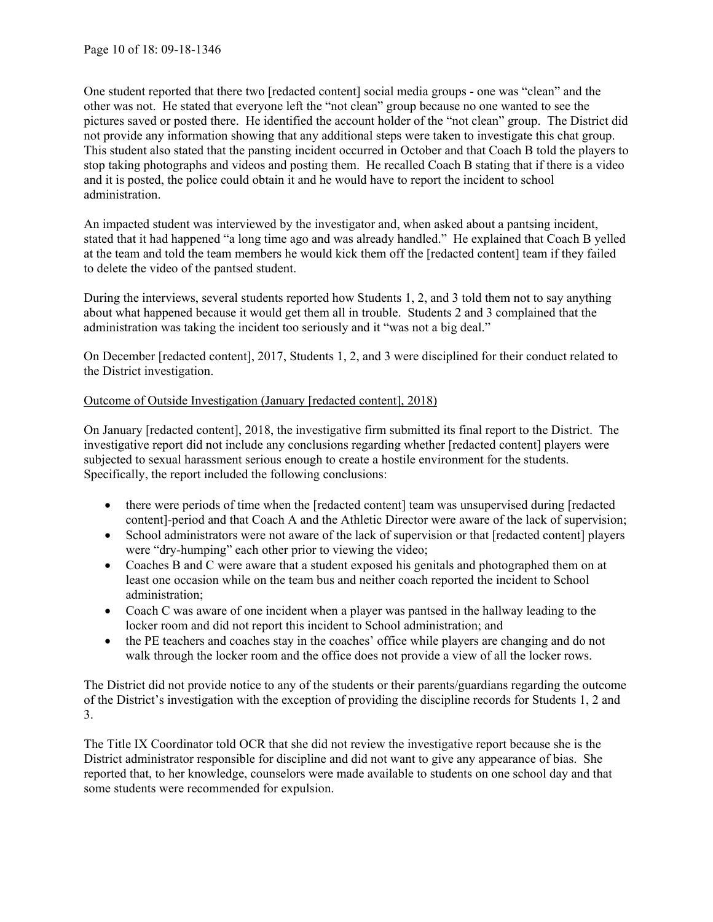One student reported that there two [redacted content] social media groups - one was "clean" and the other was not. He stated that everyone left the "not clean" group because no one wanted to see the pictures saved or posted there. He identified the account holder of the "not clean" group. The District did not provide any information showing that any additional steps were taken to investigate this chat group. This student also stated that the pansting incident occurred in October and that Coach B told the players to stop taking photographs and videos and posting them. He recalled Coach B stating that if there is a video and it is posted, the police could obtain it and he would have to report the incident to school administration.

An impacted student was interviewed by the investigator and, when asked about a pantsing incident, stated that it had happened "a long time ago and was already handled." He explained that Coach B yelled at the team and told the team members he would kick them off the [redacted content] team if they failed to delete the video of the pantsed student.

During the interviews, several students reported how Students 1, 2, and 3 told them not to say anything about what happened because it would get them all in trouble. Students 2 and 3 complained that the administration was taking the incident too seriously and it "was not a big deal."

On December [redacted content], 2017, Students 1, 2, and 3 were disciplined for their conduct related to the District investigation.

<u>Outcome of Outside Investigation (January [redacted content], 2018)</u>

On January [redacted content], 2018, the investigative firm submitted its final report to the District. The investigative report did not include any conclusions regarding whether [redacted content] players were subjected to sexual harassment serious enough to create a hostile environment for the students. Specifically, the report included the following conclusions:

- there were periods of time when the [redacted content] team was unsupervised during [redacted content]-period and that Coach A and the Athletic Director were aware of the lack of supervision;
- School administrators were not aware of the lack of supervision or that [redacted content] players were "dry-humping" each other prior to viewing the video;
- Coaches B and C were aware that a student exposed his genitals and photographed them on at least one occasion while on the team bus and neither coach reported the incident to School administration;
- Coach C was aware of one incident when a player was pantsed in the hallway leading to the locker room and did not report this incident to School administration; and
- the PE teachers and coaches stay in the coaches' office while players are changing and do not walk through the locker room and the office does not provide a view of all the locker rows.

The District did not provide notice to any of the students or their parents/guardians regarding the outcome of the District's investigation with the exception of providing the discipline records for Students 1, 2 and 3.

The Title IX Coordinator told OCR that she did not review the investigative report because she is the District administrator responsible for discipline and did not want to give any appearance of bias. She reported that, to her knowledge, counselors were made available to students on one school day and that some students were recommended for expulsion.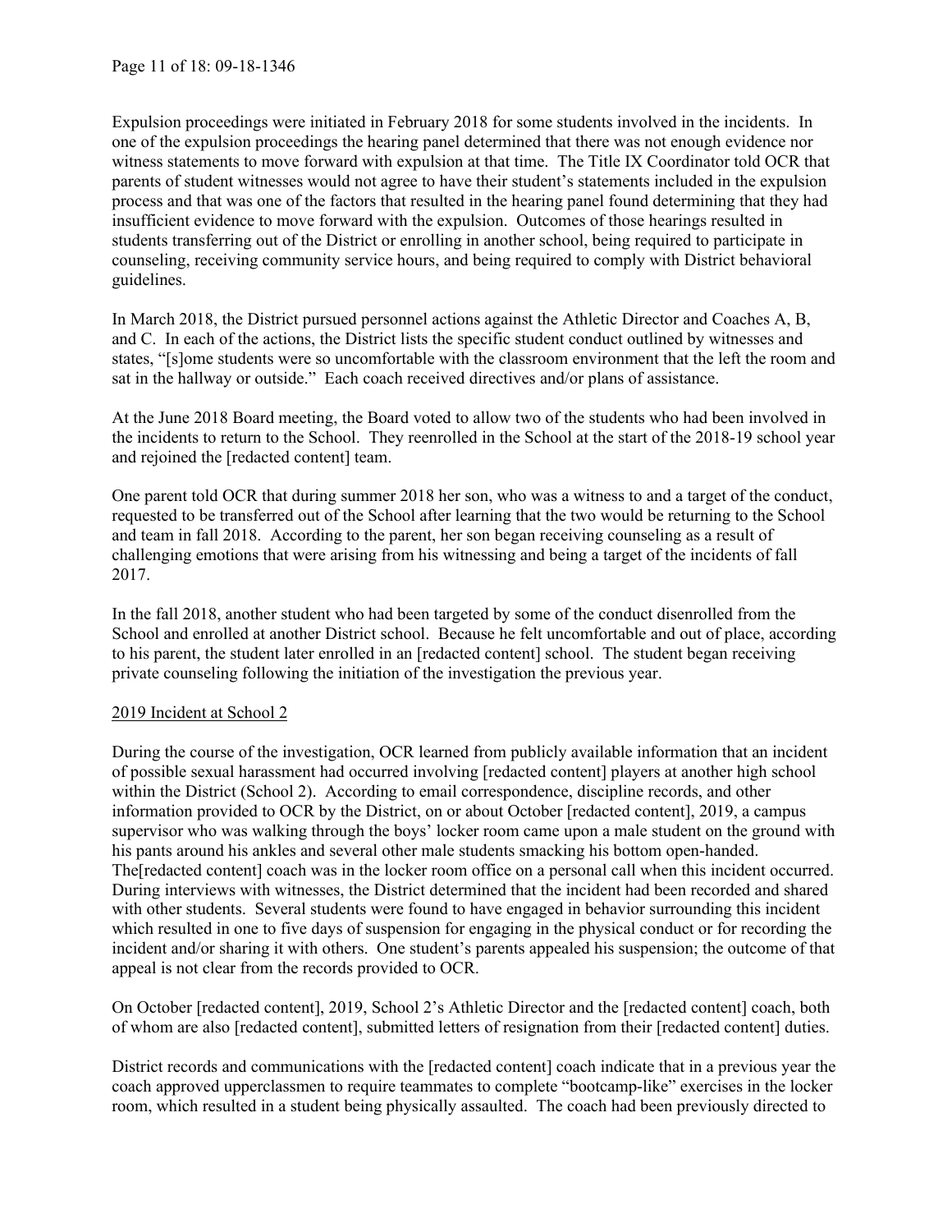Expulsion proceedings were initiated in February 2018 for some students involved in the incidents. In one of the expulsion proceedings the hearing panel determined that there was not enough evidence nor witness statements to move forward with expulsion at that time. The Title IX Coordinator told OCR that parents of student witnesses would not agree to have their student's statements included in the expulsion process and that was one of the factors that resulted in the hearing panel found determining that they had insufficient evidence to move forward with the expulsion. Outcomes of those hearings resulted in students transferring out of the District or enrolling in another school, being required to participate in counseling, receiving community service hours, and being required to comply with District behavioral guidelines.

In March 2018, the District pursued personnel actions against the Athletic Director and Coaches A, B, and C. In each of the actions, the District lists the specific student conduct outlined by witnesses and states, "[s]ome students were so uncomfortable with the classroom environment that the left the room and sat in the hallway or outside." Each coach received directives and/or plans of assistance.

At the June 2018 Board meeting, the Board voted to allow two of the students who had been involved in the incidents to return to the School. They reenrolled in the School at the start of the 2018-19 school year and rejoined the [redacted content] team.

One parent told OCR that during summer 2018 her son, who was a witness to and a target of the conduct, requested to be transferred out of the School after learning that the two would be returning to the School and team in fall 2018. According to the parent, her son began receiving counseling as a result of challenging emotions that were arising from his witnessing and being a target of the incidents of fall 2017.

In the fall 2018, another student who had been targeted by some of the conduct disenrolled from the School and enrolled at another District school. Because he felt uncomfortable and out of place, according to his parent, the student later enrolled in an [redacted content] school. The student began receiving private counseling following the initiation of the investigation the previous year.

<u>2019 Incident at School 2</u>

During the course of the investigation, OCR learned from publicly available information that an incident of possible sexual harassment had occurred involving [redacted content] players at another high school within the District (School 2). According to email correspondence, discipline records, and other information provided to OCR by the District, on or about October [redacted content], 2019, a campus supervisor who was walking through the boys' locker room came upon a male student on the ground with his pants around his ankles and several other male students smacking his bottom open-handed. The[redacted content] coach was in the locker room office on a personal call when this incident occurred. During interviews with witnesses, the District determined that the incident had been recorded and shared with other students. Several students were found to have engaged in behavior surrounding this incident which resulted in one to five days of suspension for engaging in the physical conduct or for recording the incident and/or sharing it with others. One student's parents appealed his suspension; the outcome of that appeal is not clear from the records provided to OCR.

On October [redacted content], 2019, School 2's Athletic Director and the [redacted content] coach, both of whom are also [redacted content], submitted letters of resignation from their [redacted content] duties.

District records and communications with the [redacted content] coach indicate that in a previous year the coach approved upperclassmen to require teammates to complete "bootcamp-like" exercises in the locker room, which resulted in a student being physically assaulted. The coach had been previously directed to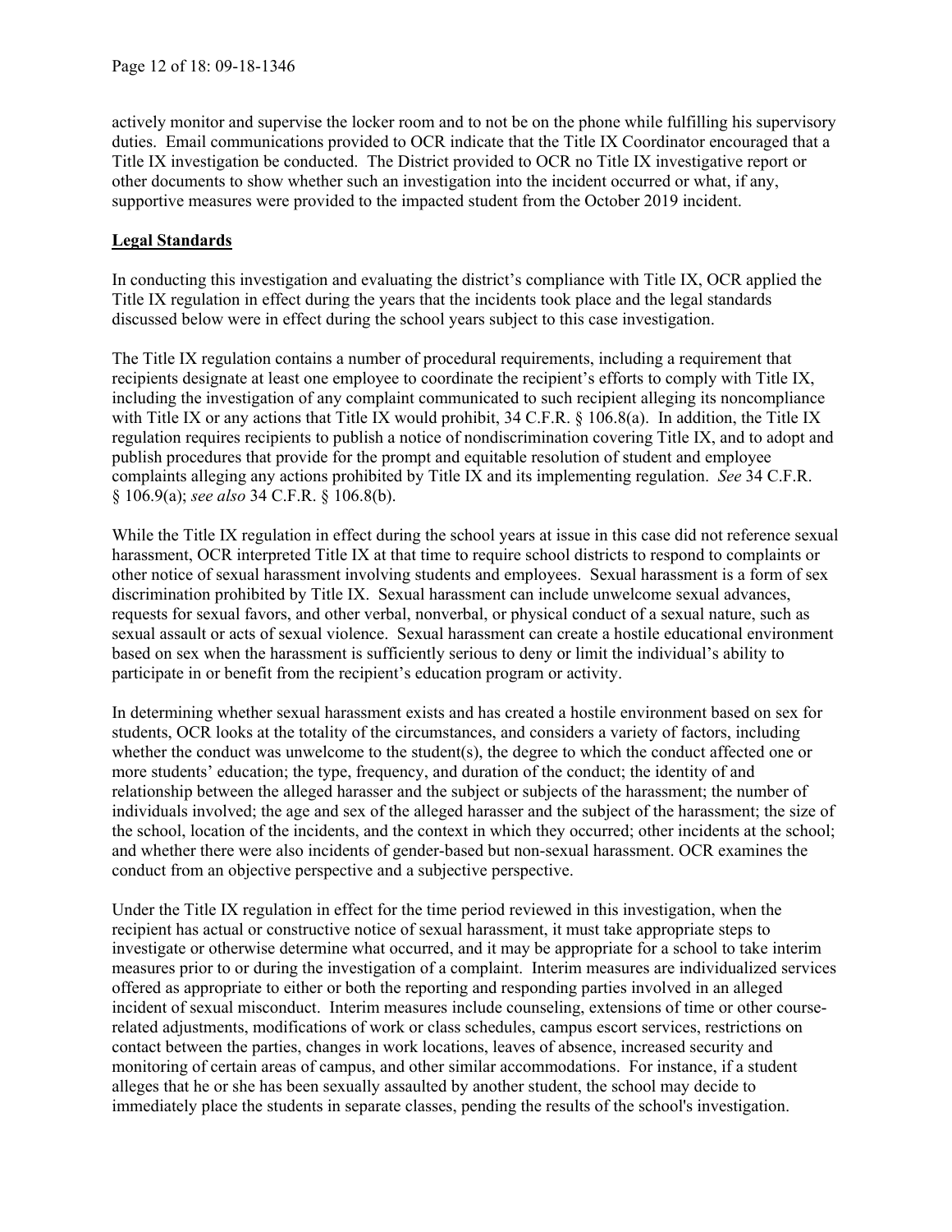actively monitor and supervise the locker room and to not be on the phone while fulfilling his supervisory duties. Email communications provided to OCR indicate that the Title IX Coordinator encouraged that a Title IX investigation be conducted. The District provided to OCR no Title IX investigative report or other documents to show whether such an investigation into the incident occurred or what, if any, supportive measures were provided to the impacted student from the October 2019 incident.

## Legal Standards

In conducting this investigation and evaluating the district's compliance with Title IX, OCR applied the Title IX regulation in effect during the years that the incidents took place and the legal standards discussed below were in effect during the school years subject to this case investigation.

The Title IX regulation contains a number of procedural requirements, including a requirement that recipients designate at least one employee to coordinate the recipient's efforts to comply with Title IX, including the investigation of any complaint communicated to such recipient alleging its noncompliance with Title IX or any actions that Title IX would prohibit, 34 C.F.R. § 106.8(a). In addition, the Title IX regulation requires recipients to publish a notice of nondiscrimination covering Title IX, and to adopt and publish procedures that provide for the prompt and equitable resolution of student and employee complaints alleging any actions prohibited by Title IX and its implementing regulation. *See* 34 C.F.R. § 106.9(a); *see also* 34 C.F.R. § 106.8(b).

While the Title IX regulation in effect during the school years at issue in this case did not reference sexual harassment, OCR interpreted Title IX at that time to require school districts to respond to complaints or other notice of sexual harassment involving students and employees. Sexual harassment is a form of sex discrimination prohibited by Title IX. Sexual harassment can include unwelcome sexual advances, requests for sexual favors, and other verbal, nonverbal, or physical conduct of a sexual nature, such as sexual assault or acts of sexual violence. Sexual harassment can create a hostile educational environment based on sex when the harassment is sufficiently serious to deny or limit the individual's ability to participate in or benefit from the recipient's education program or activity.

In determining whether sexual harassment exists and has created a hostile environment based on sex for students, OCR looks at the totality of the circumstances, and considers a variety of factors, including whether the conduct was unwelcome to the student(s), the degree to which the conduct affected one or more students' education; the type, frequency, and duration of the conduct; the identity of and relationship between the alleged harasser and the subject or subjects of the harassment; the number of individuals involved; the age and sex of the alleged harasser and the subject of the harassment; the size of the school, location of the incidents, and the context in which they occurred; other incidents at the school; and whether there were also incidents of gender-based but non-sexual harassment. OCR examines the conduct from an objective perspective and a subjective perspective.

Under the Title IX regulation in effect for the time period reviewed in this investigation, when the recipient has actual or constructive notice of sexual harassment, it must take appropriate steps to investigate or otherwise determine what occurred, and it may be appropriate for a school to take interim measures prior to or during the investigation of a complaint. Interim measures are individualized services offered as appropriate to either or both the reporting and responding parties involved in an alleged incident of sexual misconduct. Interim measures include counseling, extensions of time or other course-related adjustments, modifications of work or class schedules, campus escort services, restrictions on contact between the parties, changes in work locations, leaves of absence, increased security and monitoring of certain areas of campus, and other similar accommodations. For instance, if a student alleges that he or she has been sexually assaulted by another student, the school may decide to immediately place the students in separate classes, pending the results of the school's investigation.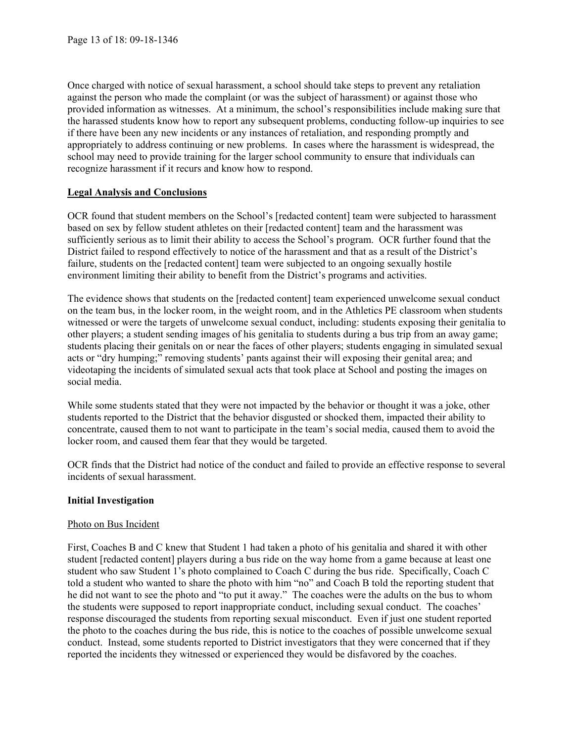Once charged with notice of sexual harassment, a school should take steps to prevent any retaliation against the person who made the complaint (or was the subject of harassment) or against those who provided information as witnesses. At a minimum, the school's responsibilities include making sure that the harassed students know how to report any subsequent problems, conducting follow-up inquiries to see if there have been any new incidents or any instances of retaliation, and responding promptly and appropriately to address continuing or new problems. In cases where the harassment is widespread, the school may need to provide training for the larger school community to ensure that individuals can recognize harassment if it recurs and know how to respond.

## Legal Analysis and Conclusions

OCR found that student members on the School's [redacted content] team were subjected to harassment based on sex by fellow student athletes on their [redacted content] team and the harassment was sufficiently serious as to limit their ability to access the School's program. OCR further found that the District failed to respond effectively to notice of the harassment and that as a result of the District's failure, students on the [redacted content] team were subjected to an ongoing sexually hostile environment limiting their ability to benefit from the District's programs and activities.

The evidence shows that students on the [redacted content] team experienced unwelcome sexual conduct on the team bus, in the locker room, in the weight room, and in the Athletics PE classroom when students witnessed or were the targets of unwelcome sexual conduct, including: students exposing their genitalia to other players; a student sending images of his genitalia to students during a bus trip from an away game; students placing their genitals on or near the faces of other players; students engaging in simulated sexual acts or "dry humping;" removing students' pants against their will exposing their genital area; and videotaping the incidents of simulated sexual acts that took place at School and posting the images on social media.

While some students stated that they were not impacted by the behavior or thought it was a joke, other students reported to the District that the behavior disgusted or shocked them, impacted their ability to concentrate, caused them to not want to participate in the team's social media, caused them to avoid the locker room, and caused them fear that they would be targeted.

OCR finds that the District had notice of the conduct and failed to provide an effective response to several incidents of sexual harassment.

### Initial Investigation

Photo on Bus Incident

First, Coaches B and C knew that Student 1 had taken a photo of his genitalia and shared it with other student [redacted content] players during a bus ride on the way home from a game because at least one student who saw Student 1's photo complained to Coach C during the bus ride. Specifically, Coach C told a student who wanted to share the photo with him "no" and Coach B told the reporting student that he did not want to see the photo and "to put it away." The coaches were the adults on the bus to whom the students were supposed to report inappropriate conduct, including sexual conduct. The coaches' response discouraged the students from reporting sexual misconduct. Even if just one student reported the photo to the coaches during the bus ride, this is notice to the coaches of possible unwelcome sexual conduct. Instead, some students reported to District investigators that they were concerned that if they reported the incidents they witnessed or experienced they would be disfavored by the coaches.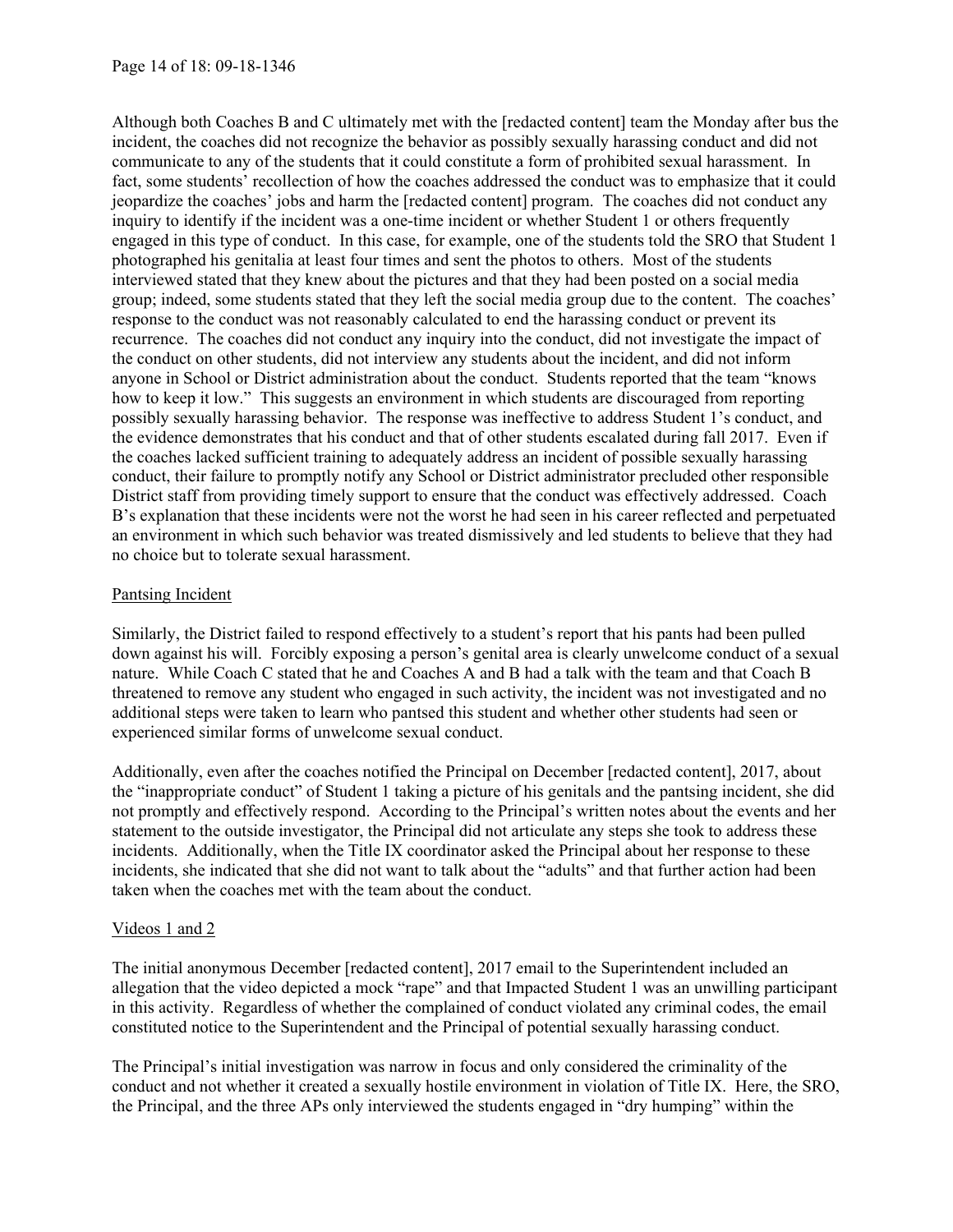Although both Coaches B and C ultimately met with the [redacted content] team the Monday after bus the incident, the coaches did not recognize the behavior as possibly sexually harassing conduct and did not communicate to any of the students that it could constitute a form of prohibited sexual harassment. In fact, some students' recollection of how the coaches addressed the conduct was to emphasize that it could jeopardize the coaches' jobs and harm the [redacted content] program. The coaches did not conduct any inquiry to identify if the incident was a one-time incident or whether Student 1 or others frequently engaged in this type of conduct. In this case, for example, one of the students told the SRO that Student 1 photographed his genitalia at least four times and sent the photos to others. Most of the students interviewed stated that they knew about the pictures and that they had been posted on a social media group; indeed, some students stated that they left the social media group due to the content. The coaches' response to the conduct was not reasonably calculated to end the harassing conduct or prevent its recurrence. The coaches did not conduct any inquiry into the conduct, did not investigate the impact of the conduct on other students, did not interview any students about the incident, and did not inform anyone in School or District administration about the conduct. Students reported that the team "knows how to keep it low." This suggests an environment in which students are discouraged from reporting possibly sexually harassing behavior. The response was ineffective to address Student 1's conduct, and the evidence demonstrates that his conduct and that of other students escalated during fall 2017. Even if the coaches lacked sufficient training to adequately address an incident of possible sexually harassing conduct, their failure to promptly notify any School or District administrator precluded other responsible District staff from providing timely support to ensure that the conduct was effectively addressed. Coach B's explanation that these incidents were not the worst he had seen in his career reflected and perpetuated an environment in which such behavior was treated dismissively and led students to believe that they had no choice but to tolerate sexual harassment.

<u>Pantsing Incident</u>

Similarly, the District failed to respond effectively to a student's report that his pants had been pulled down against his will. Forcibly exposing a person's genital area is clearly unwelcome conduct of a sexual nature. While Coach C stated that he and Coaches A and B had a talk with the team and that Coach B threatened to remove any student who engaged in such activity, the incident was not investigated and no additional steps were taken to learn who pantsed this student and whether other students had seen or experienced similar forms of unwelcome sexual conduct.

Additionally, even after the coaches notified the Principal on December [redacted content], 2017, about the "inappropriate conduct" of Student 1 taking a picture of his genitals and the pantsing incident, she did not promptly and effectively respond. According to the Principal's written notes about the events and her statement to the outside investigator, the Principal did not articulate any steps she took to address these incidents. Additionally, when the Title IX coordinator asked the Principal about her response to these incidents, she indicated that she did not want to talk about the "adults" and that further action had been taken when the coaches met with the team about the conduct.

<u>Videos 1 and 2</u>

The initial anonymous December [redacted content], 2017 email to the Superintendent included an allegation that the video depicted a mock "rape" and that Impacted Student 1 was an unwilling participant in this activity. Regardless of whether the complained of conduct violated any criminal codes, the email constituted notice to the Superintendent and the Principal of potential sexually harassing conduct.

The Principal's initial investigation was narrow in focus and only considered the criminality of the conduct and not whether it created a sexually hostile environment in violation of Title IX. Here, the SRO, the Principal, and the three APs only interviewed the students engaged in "dry humping" within the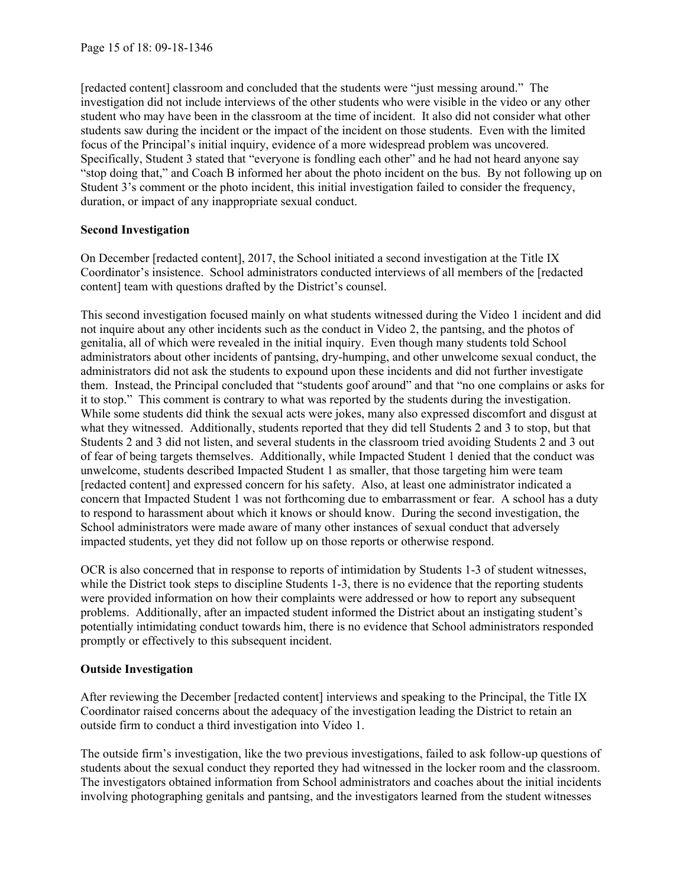[redacted content] classroom and concluded that the students were "just messing around." The investigation did not include interviews of the other students who were visible in the video or any other student who may have been in the classroom at the time of incident. It also did not consider what other students saw during the incident or the impact of the incident on those students. Even with the limited focus of the Principal's initial inquiry, evidence of a more widespread problem was uncovered. Specifically, Student 3 stated that "everyone is fondling each other" and he had not heard anyone say "stop doing that," and Coach B informed her about the photo incident on the bus. By not following up on Student 3's comment or the photo incident, this initial investigation failed to consider the frequency, duration, or impact of any inappropriate sexual conduct.

**Second Investigation**

On December [redacted content], 2017, the School initiated a second investigation at the Title IX Coordinator's insistence. School administrators conducted interviews of all members of the [redacted content] team with questions drafted by the District's counsel.

This second investigation focused mainly on what students witnessed during the Video 1 incident and did not inquire about any other incidents such as the conduct in Video 2, the pantsing, and the photos of genitalia, all of which were revealed in the initial inquiry. Even though many students told School administrators about other incidents of pantsing, dry-humping, and other unwelcome sexual conduct, the administrators did not ask the students to expound upon these incidents and did not further investigate them. Instead, the Principal concluded that "students goof around" and that "no one complains or asks for it to stop." This comment is contrary to what was reported by the students during the investigation. While some students did think the sexual acts were jokes, many also expressed discomfort and disgust at what they witnessed. Additionally, students reported that they did tell Students 2 and 3 to stop, but that Students 2 and 3 did not listen, and several students in the classroom tried avoiding Students 2 and 3 out of fear of being targets themselves. Additionally, while Impacted Student 1 denied that the conduct was unwelcome, students described Impacted Student 1 as smaller, that those targeting him were team [redacted content] and expressed concern for his safety. Also, at least one administrator indicated a concern that Impacted Student 1 was not forthcoming due to embarrassment or fear. A school has a duty to respond to harassment about which it knows or should know. During the second investigation, the School administrators were made aware of many other instances of sexual conduct that adversely impacted students, yet they did not follow up on those reports or otherwise respond.

OCR is also concerned that in response to reports of intimidation by Students 1-3 of student witnesses, while the District took steps to discipline Students 1-3, there is no evidence that the reporting students were provided information on how their complaints were addressed or how to report any subsequent problems. Additionally, after an impacted student informed the District about an instigating student's potentially intimidating conduct towards him, there is no evidence that School administrators responded promptly or effectively to this subsequent incident.

**Outside Investigation**

After reviewing the December [redacted content] interviews and speaking to the Principal, the Title IX Coordinator raised concerns about the adequacy of the investigation leading the District to retain an outside firm to conduct a third investigation into Video 1.

The outside firm's investigation, like the two previous investigations, failed to ask follow-up questions of students about the sexual conduct they reported they had witnessed in the locker room and the classroom. The investigators obtained information from School administrators and coaches about the initial incidents involving photographing genitals and pantsing, and the investigators learned from the student witnesses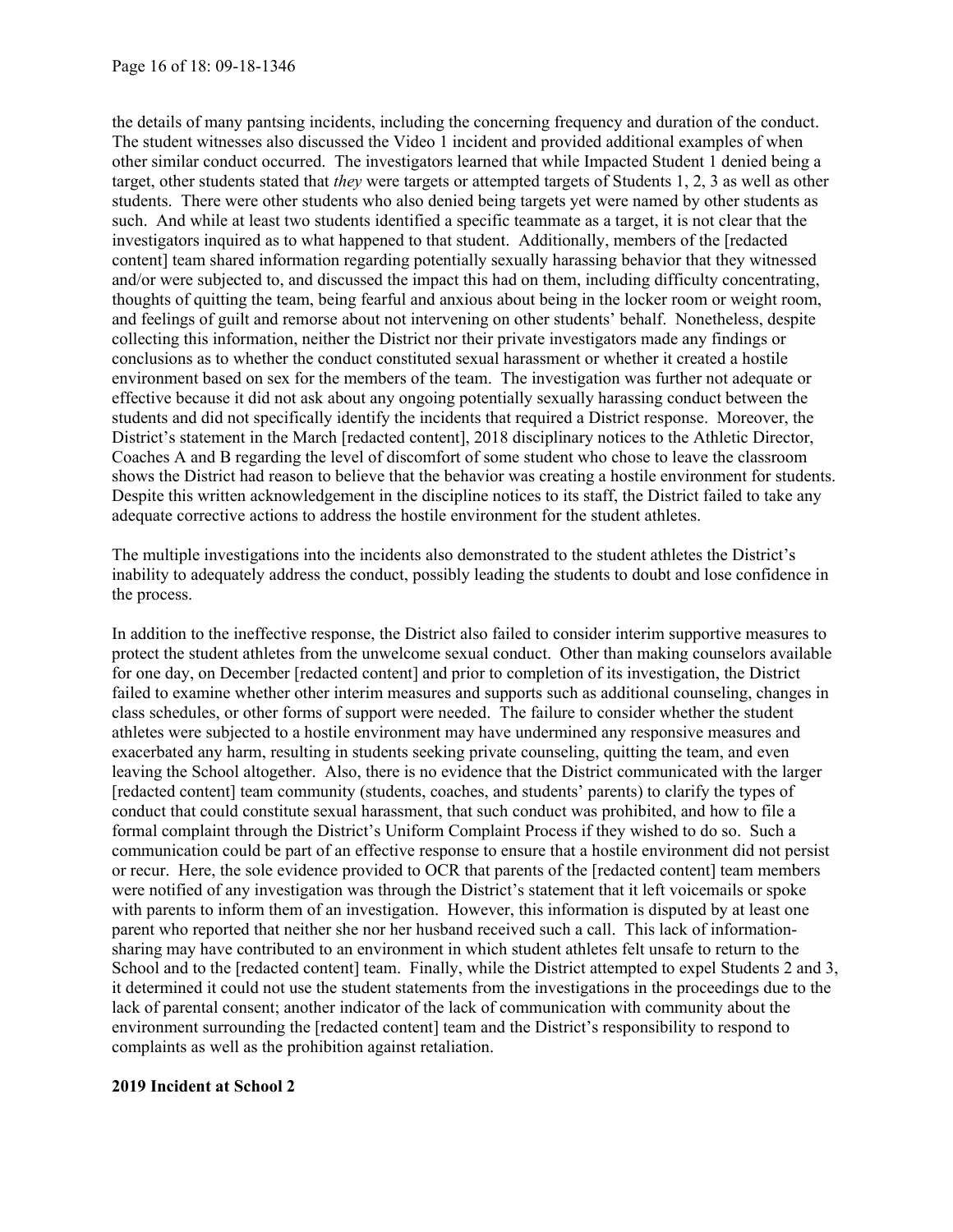the details of many pantsing incidents, including the concerning frequency and duration of the conduct. The student witnesses also discussed the Video 1 incident and provided additional examples of when other similar conduct occurred. The investigators learned that while Impacted Student 1 denied being a target, other students stated that *they* were targets or attempted targets of Students 1, 2, 3 as well as other students. There were other students who also denied being targets yet were named by other students as such. And while at least two students identified a specific teammate as a target, it is not clear that the investigators inquired as to what happened to that student. Additionally, members of the [redacted content] team shared information regarding potentially sexually harassing behavior that they witnessed and/or were subjected to, and discussed the impact this had on them, including difficulty concentrating, thoughts of quitting the team, being fearful and anxious about being in the locker room or weight room, and feelings of guilt and remorse about not intervening on other students' behalf. Nonetheless, despite collecting this information, neither the District nor their private investigators made any findings or conclusions as to whether the conduct constituted sexual harassment or whether it created a hostile environment based on sex for the members of the team. The investigation was further not adequate or effective because it did not ask about any ongoing potentially sexually harassing conduct between the students and did not specifically identify the incidents that required a District response. Moreover, the District's statement in the March [redacted content], 2018 disciplinary notices to the Athletic Director, Coaches A and B regarding the level of discomfort of some student who chose to leave the classroom shows the District had reason to believe that the behavior was creating a hostile environment for students. Despite this written acknowledgement in the discipline notices to its staff, the District failed to take any adequate corrective actions to address the hostile environment for the student athletes.

The multiple investigations into the incidents also demonstrated to the student athletes the District's inability to adequately address the conduct, possibly leading the students to doubt and lose confidence in the process.

In addition to the ineffective response, the District also failed to consider interim supportive measures to protect the student athletes from the unwelcome sexual conduct. Other than making counselors available for one day, on December [redacted content] and prior to completion of its investigation, the District failed to examine whether other interim measures and supports such as additional counseling, changes in class schedules, or other forms of support were needed. The failure to consider whether the student athletes were subjected to a hostile environment may have undermined any responsive measures and exacerbated any harm, resulting in students seeking private counseling, quitting the team, and even leaving the School altogether. Also, there is no evidence that the District communicated with the larger [redacted content] team community (students, coaches, and students' parents) to clarify the types of conduct that could constitute sexual harassment, that such conduct was prohibited, and how to file a formal complaint through the District's Uniform Complaint Process if they wished to do so. Such a communication could be part of an effective response to ensure that a hostile environment did not persist or recur. Here, the sole evidence provided to OCR that parents of the [redacted content] team members were notified of any investigation was through the District's statement that it left voicemails or spoke with parents to inform them of an investigation. However, this information is disputed by at least one parent who reported that neither she nor her husband received such a call. This lack of information-sharing may have contributed to an environment in which student athletes felt unsafe to return to the School and to the [redacted content] team. Finally, while the District attempted to expel Students 2 and 3, it determined it could not use the student statements from the investigations in the proceedings due to the lack of parental consent; another indicator of the lack of communication with community about the environment surrounding the [redacted content] team and the District's responsibility to respond to complaints as well as the prohibition against retaliation.

**2019 Incident at School 2**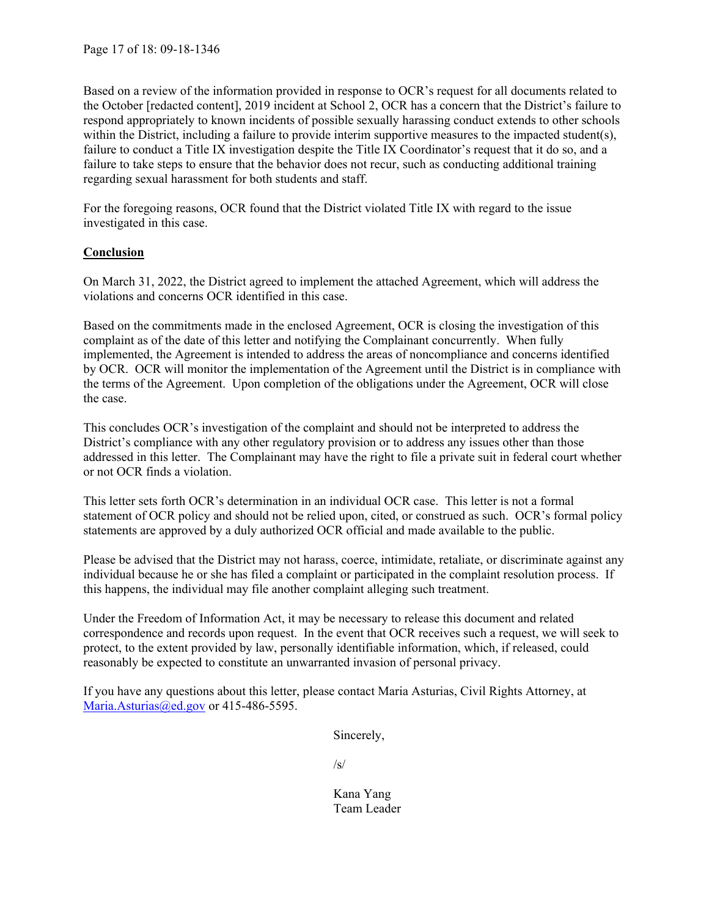Based on a review of the information provided in response to OCR's request for all documents related to the October [redacted content], 2019 incident at School 2, OCR has a concern that the District's failure to respond appropriately to known incidents of possible sexually harassing conduct extends to other schools within the District, including a failure to provide interim supportive measures to the impacted student(s), failure to conduct a Title IX investigation despite the Title IX Coordinator's request that it do so, and a failure to take steps to ensure that the behavior does not recur, such as conducting additional training regarding sexual harassment for both students and staff.

For the foregoing reasons, OCR found that the District violated Title IX with regard to the issue investigated in this case.

## **Conclusion**

On March 31, 2022, the District agreed to implement the attached Agreement, which will address the violations and concerns OCR identified in this case.

Based on the commitments made in the enclosed Agreement, OCR is closing the investigation of this complaint as of the date of this letter and notifying the Complainant concurrently. When fully implemented, the Agreement is intended to address the areas of noncompliance and concerns identified by OCR. OCR will monitor the implementation of the Agreement until the District is in compliance with the terms of the Agreement. Upon completion of the obligations under the Agreement, OCR will close the case.

This concludes OCR's investigation of the complaint and should not be interpreted to address the District's compliance with any other regulatory provision or to address any issues other than those addressed in this letter. The Complainant may have the right to file a private suit in federal court whether or not OCR finds a violation.

This letter sets forth OCR's determination in an individual OCR case. This letter is not a formal statement of OCR policy and should not be relied upon, cited, or construed as such. OCR's formal policy statements are approved by a duly authorized OCR official and made available to the public.

Please be advised that the District may not harass, coerce, intimidate, retaliate, or discriminate against any individual because he or she has filed a complaint or participated in the complaint resolution process. If this happens, the individual may file another complaint alleging such treatment.

Under the Freedom of Information Act, it may be necessary to release this document and related correspondence and records upon request. In the event that OCR receives such a request, we will seek to protect, to the extent provided by law, personally identifiable information, which, if released, could reasonably be expected to constitute an unwarranted invasion of personal privacy.

If you have any questions about this letter, please contact Maria Asturias, Civil Rights Attorney, at Maria.Asturias@ed.gov or 415-486-5595.

Sincerely,

/s/

Kana Yang
Team Leader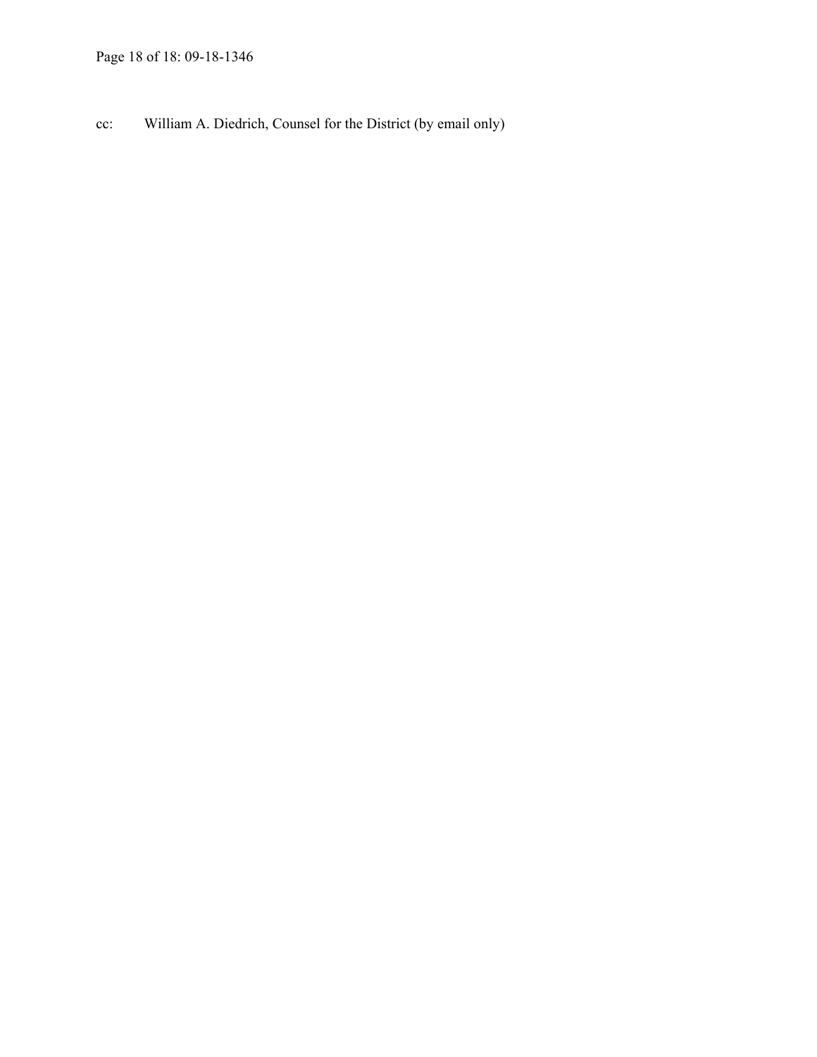cc: William A. Diedrich, Counsel for the District (by email only)